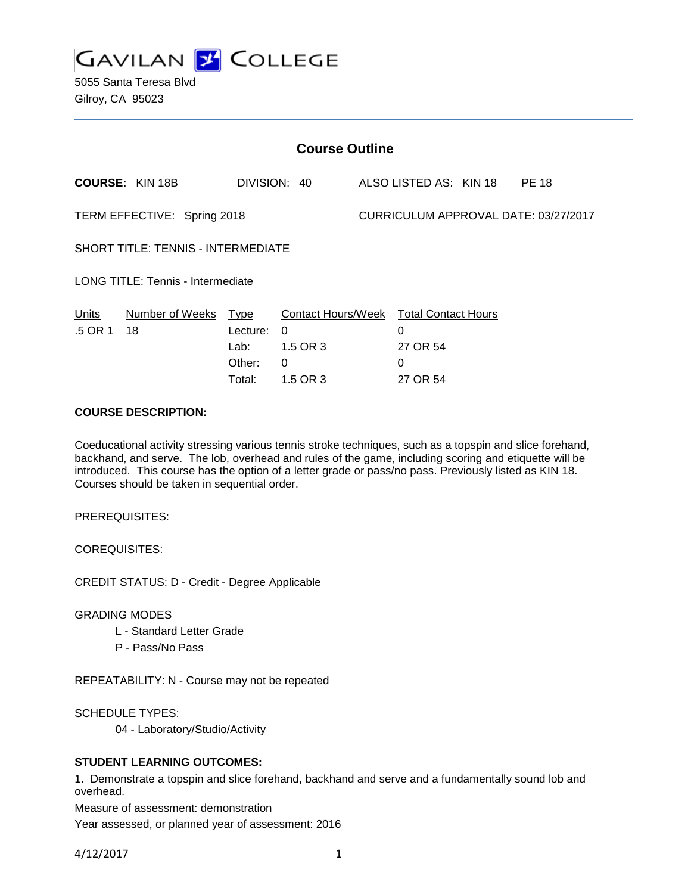# GAVILAN COLLEGE

5055 Santa Teresa Blvd
Gilroy, CA 95023

## Course Outline

**COURSE:** KIN 18B DIVISION: 40 ALSO LISTED AS: KIN 18 PE 18

TERM EFFECTIVE: Spring 2018 CURRICULUM APPROVAL DATE: 03/27/2017

SHORT TITLE: TENNIS - INTERMEDIATE

LONG TITLE: Tennis - Intermediate

| Units | Number of Weeks | Type | Contact Hours/Week | Total Contact Hours |
|---|---|---|---|---|
| .5 OR 1 | 18 | Lecture: | 0 | 0 |
| | | Lab: | 1.5 OR 3 | 27 OR 54 |
| | | Other: | 0 | 0 |
| | | Total: | 1.5 OR 3 | 27 OR 54 |

**COURSE DESCRIPTION:**

Coeducational activity stressing various tennis stroke techniques, such as a topspin and slice forehand, backhand, and serve. The lob, overhead and rules of the game, including scoring and etiquette will be introduced. This course has the option of a letter grade or pass/no pass. Previously listed as KIN 18. Courses should be taken in sequential order.

PREREQUISITES:

COREQUISITES:

CREDIT STATUS: D - Credit - Degree Applicable

GRADING MODES

- L - Standard Letter Grade
- P - Pass/No Pass

REPEATABILITY: N - Course may not be repeated

SCHEDULE TYPES:

- 04 - Laboratory/Studio/Activity

**STUDENT LEARNING OUTCOMES:**

1. Demonstrate a topspin and slice forehand, backhand and serve and a fundamentally sound lob and overhead.

Measure of assessment: demonstration

Year assessed, or planned year of assessment: 2016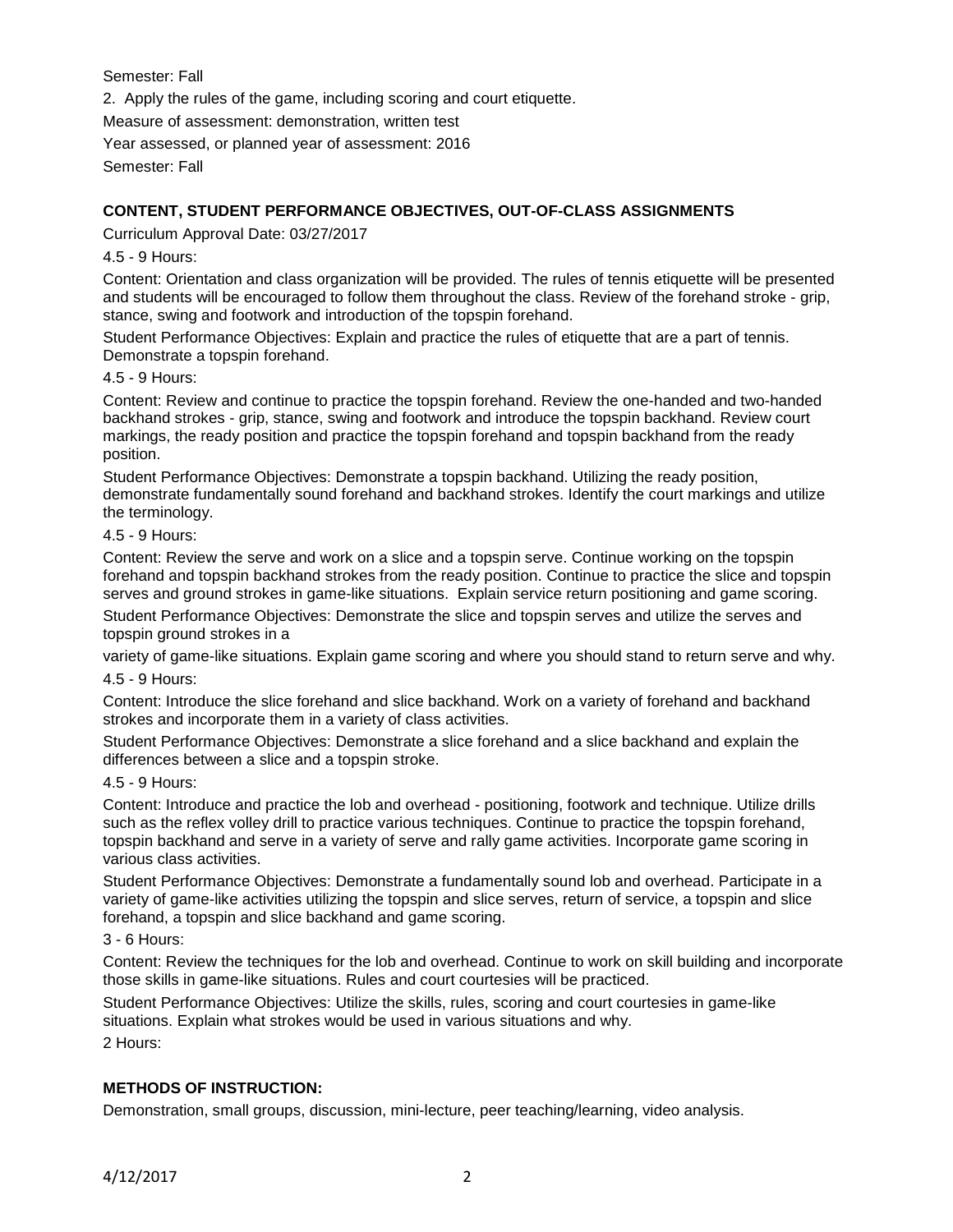Semester: Fall

2. Apply the rules of the game, including scoring and court etiquette.

Measure of assessment: demonstration, written test

Year assessed, or planned year of assessment: 2016

Semester: Fall

## CONTENT, STUDENT PERFORMANCE OBJECTIVES, OUT-OF-CLASS ASSIGNMENTS

Curriculum Approval Date: 03/27/2017

4.5 - 9 Hours:

Content: Orientation and class organization will be provided. The rules of tennis etiquette will be presented and students will be encouraged to follow them throughout the class. Review of the forehand stroke - grip, stance, swing and footwork and introduction of the topspin forehand.

Student Performance Objectives: Explain and practice the rules of etiquette that are a part of tennis. Demonstrate a topspin forehand.

4.5 - 9 Hours:

Content: Review and continue to practice the topspin forehand. Review the one-handed and two-handed backhand strokes - grip, stance, swing and footwork and introduce the topspin backhand. Review court markings, the ready position and practice the topspin forehand and topspin backhand from the ready position.

Student Performance Objectives: Demonstrate a topspin backhand. Utilizing the ready position, demonstrate fundamentally sound forehand and backhand strokes. Identify the court markings and utilize the terminology.

4.5 - 9 Hours:

Content: Review the serve and work on a slice and a topspin serve. Continue working on the topspin forehand and topspin backhand strokes from the ready position. Continue to practice the slice and topspin serves and ground strokes in game-like situations. Explain service return positioning and game scoring.

Student Performance Objectives: Demonstrate the slice and topspin serves and utilize the serves and topspin ground strokes in a

variety of game-like situations. Explain game scoring and where you should stand to return serve and why.

4.5 - 9 Hours:

Content: Introduce the slice forehand and slice backhand. Work on a variety of forehand and backhand strokes and incorporate them in a variety of class activities.

Student Performance Objectives: Demonstrate a slice forehand and a slice backhand and explain the differences between a slice and a topspin stroke.

4.5 - 9 Hours:

Content: Introduce and practice the lob and overhead - positioning, footwork and technique. Utilize drills such as the reflex volley drill to practice various techniques. Continue to practice the topspin forehand, topspin backhand and serve in a variety of serve and rally game activities. Incorporate game scoring in various class activities.

Student Performance Objectives: Demonstrate a fundamentally sound lob and overhead. Participate in a variety of game-like activities utilizing the topspin and slice serves, return of service, a topspin and slice forehand, a topspin and slice backhand and game scoring.

3 - 6 Hours:

Content: Review the techniques for the lob and overhead. Continue to work on skill building and incorporate those skills in game-like situations. Rules and court courtesies will be practiced.

Student Performance Objectives: Utilize the skills, rules, scoring and court courtesies in game-like situations. Explain what strokes would be used in various situations and why.

2 Hours:

## METHODS OF INSTRUCTION:

Demonstration, small groups, discussion, mini-lecture, peer teaching/learning, video analysis.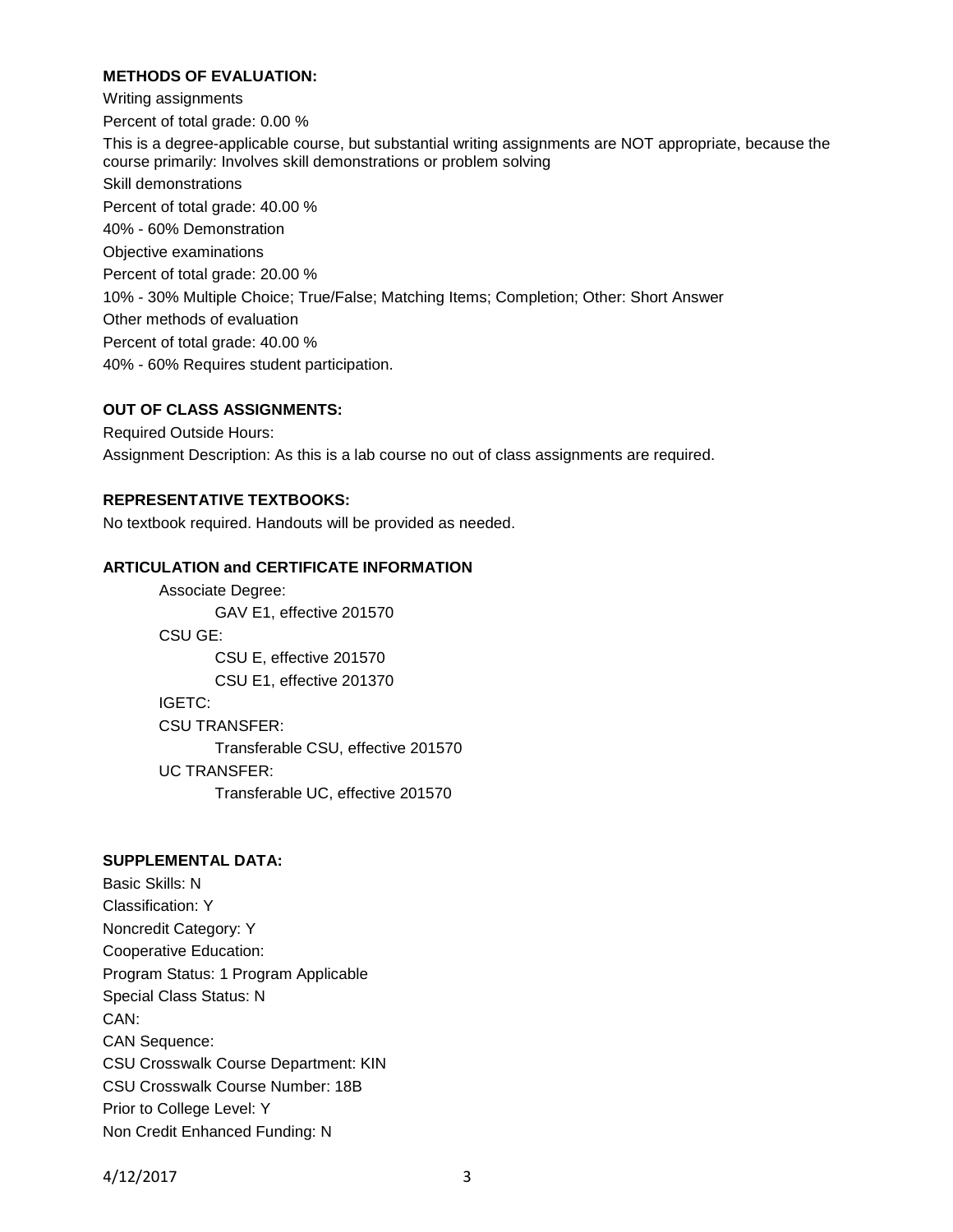**METHODS OF EVALUATION:**

Writing assignments

Percent of total grade: 0.00 %

This is a degree-applicable course, but substantial writing assignments are NOT appropriate, because the course primarily: Involves skill demonstrations or problem solving

Skill demonstrations

Percent of total grade: 40.00 %

40% - 60% Demonstration

Objective examinations

Percent of total grade: 20.00 %

10% - 30% Multiple Choice; True/False; Matching Items; Completion; Other: Short Answer

Other methods of evaluation

Percent of total grade: 40.00 %

40% - 60% Requires student participation.

**OUT OF CLASS ASSIGNMENTS:**

Required Outside Hours:

Assignment Description: As this is a lab course no out of class assignments are required.

**REPRESENTATIVE TEXTBOOKS:**

No textbook required. Handouts will be provided as needed.

**ARTICULATION and CERTIFICATE INFORMATION**

Associate Degree:
- GAV E1, effective 201570

CSU GE:
- CSU E, effective 201570
- CSU E1, effective 201370

IGETC:

CSU TRANSFER:
- Transferable CSU, effective 201570

UC TRANSFER:
- Transferable UC, effective 201570

**SUPPLEMENTAL DATA:**

Basic Skills: N

Classification: Y

Noncredit Category: Y

Cooperative Education:

Program Status: 1 Program Applicable

Special Class Status: N

CAN:

CAN Sequence:

CSU Crosswalk Course Department: KIN

CSU Crosswalk Course Number: 18B

Prior to College Level: Y

Non Credit Enhanced Funding: N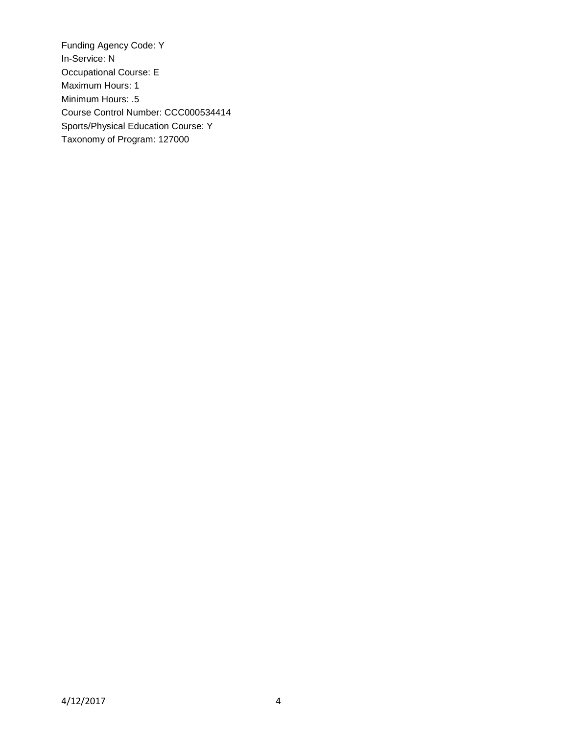Funding Agency Code: Y
In-Service: N
Occupational Course: E
Maximum Hours: 1
Minimum Hours: .5
Course Control Number: CCC000534414
Sports/Physical Education Course: Y
Taxonomy of Program: 127000